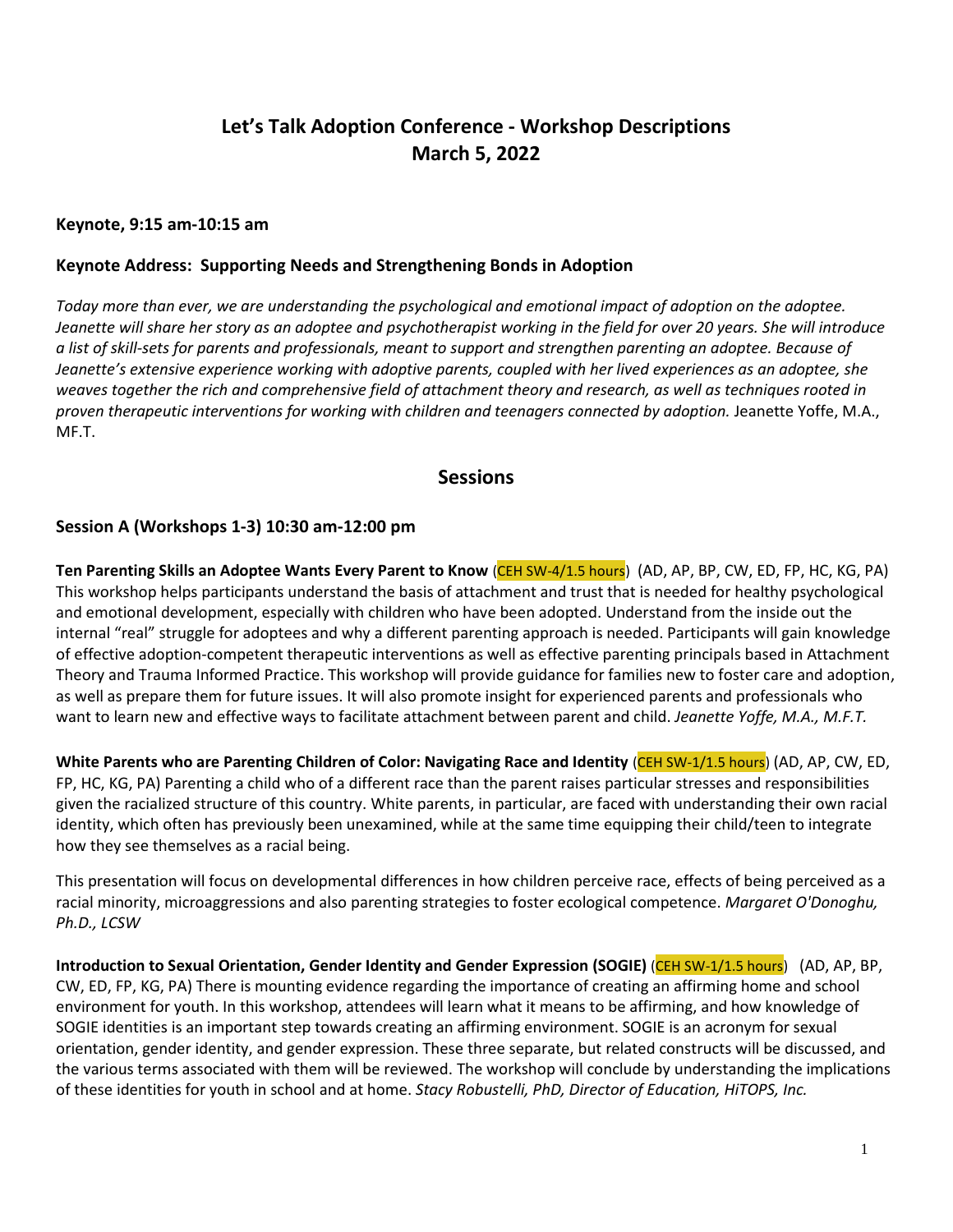# Let's Talk Adoption Conference - Workshop Descriptions
# March 5, 2022

### Keynote, 9:15 am-10:15 am

### Keynote Address: Supporting Needs and Strengthening Bonds in Adoption

*Today more than ever, we are understanding the psychological and emotional impact of adoption on the adoptee. Jeanette will share her story as an adoptee and psychotherapist working in the field for over 20 years. She will introduce a list of skill-sets for parents and professionals, meant to support and strengthen parenting an adoptee. Because of Jeanette's extensive experience working with adoptive parents, coupled with her lived experiences as an adoptee, she weaves together the rich and comprehensive field of attachment theory and research, as well as techniques rooted in proven therapeutic interventions for working with children and teenagers connected by adoption.* Jeanette Yoffe, M.A., MF.T.

## Sessions

### Session A (Workshops 1-3) 10:30 am-12:00 pm

**Ten Parenting Skills an Adoptee Wants Every Parent to Know** (CEH SW-4/1.5 hours) (AD, AP, BP, CW, ED, FP, HC, KG, PA) This workshop helps participants understand the basis of attachment and trust that is needed for healthy psychological and emotional development, especially with children who have been adopted. Understand from the inside out the internal "real" struggle for adoptees and why a different parenting approach is needed. Participants will gain knowledge of effective adoption-competent therapeutic interventions as well as effective parenting principals based in Attachment Theory and Trauma Informed Practice. This workshop will provide guidance for families new to foster care and adoption, as well as prepare them for future issues. It will also promote insight for experienced parents and professionals who want to learn new and effective ways to facilitate attachment between parent and child. *Jeanette Yoffe, M.A., M.F.T.*

**White Parents who are Parenting Children of Color: Navigating Race and Identity** (CEH SW-1/1.5 hours) (AD, AP, CW, ED, FP, HC, KG, PA) Parenting a child who of a different race than the parent raises particular stresses and responsibilities given the racialized structure of this country. White parents, in particular, are faced with understanding their own racial identity, which often has previously been unexamined, while at the same time equipping their child/teen to integrate how they see themselves as a racial being.

This presentation will focus on developmental differences in how children perceive race, effects of being perceived as a racial minority, microaggressions and also parenting strategies to foster ecological competence. *Margaret O'Donoghu, Ph.D., LCSW*

**Introduction to Sexual Orientation, Gender Identity and Gender Expression (SOGIE)** (CEH SW-1/1.5 hours) (AD, AP, BP, CW, ED, FP, KG, PA) There is mounting evidence regarding the importance of creating an affirming home and school environment for youth. In this workshop, attendees will learn what it means to be affirming, and how knowledge of SOGIE identities is an important step towards creating an affirming environment. SOGIE is an acronym for sexual orientation, gender identity, and gender expression. These three separate, but related constructs will be discussed, and the various terms associated with them will be reviewed. The workshop will conclude by understanding the implications of these identities for youth in school and at home. *Stacy Robustelli, PhD, Director of Education, HiTOPS, Inc.*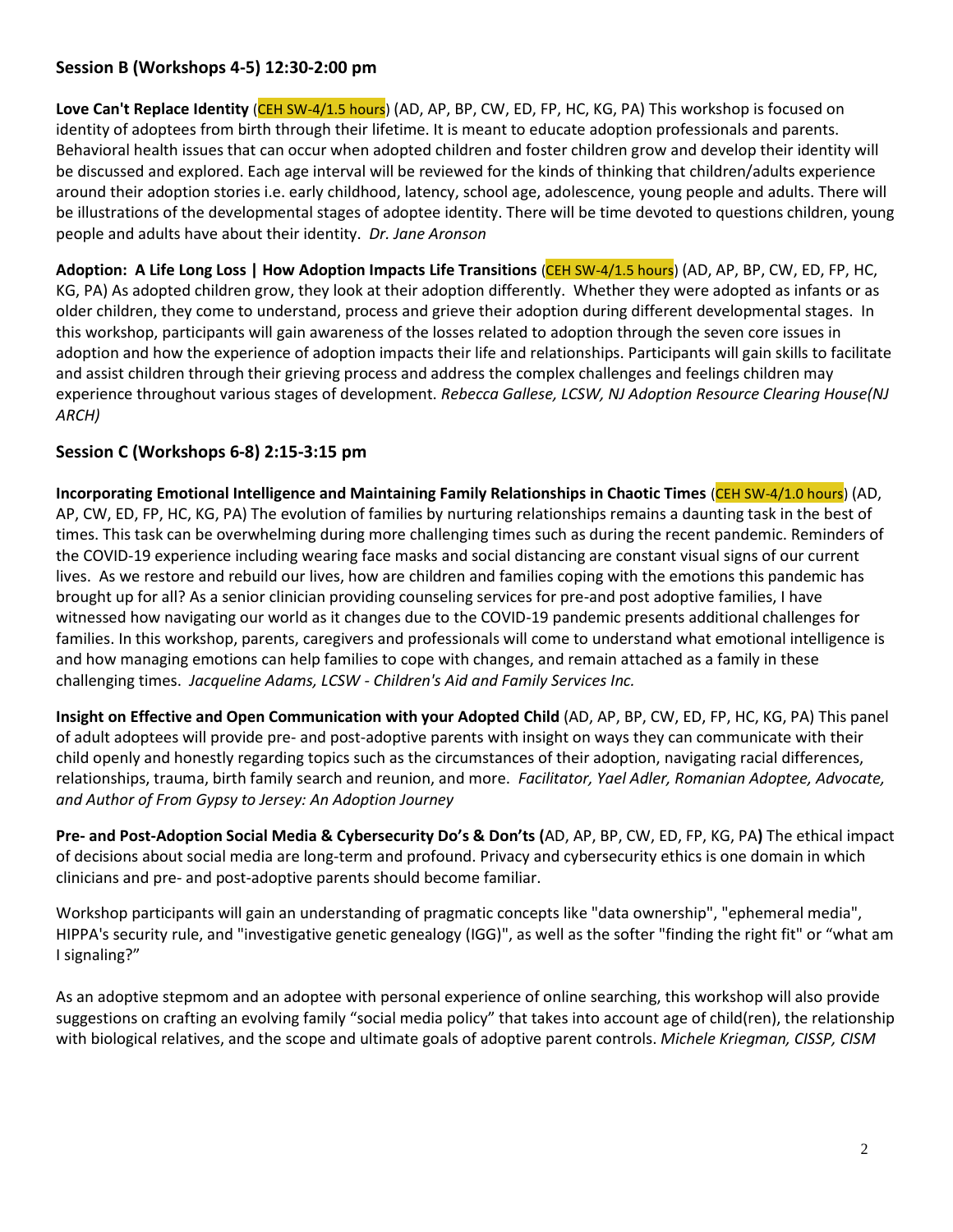## Session B (Workshops 4-5) 12:30-2:00 pm

**Love Can't Replace Identity** (CEH SW-4/1.5 hours) (AD, AP, BP, CW, ED, FP, HC, KG, PA) This workshop is focused on identity of adoptees from birth through their lifetime. It is meant to educate adoption professionals and parents. Behavioral health issues that can occur when adopted children and foster children grow and develop their identity will be discussed and explored. Each age interval will be reviewed for the kinds of thinking that children/adults experience around their adoption stories i.e. early childhood, latency, school age, adolescence, young people and adults. There will be illustrations of the developmental stages of adoptee identity. There will be time devoted to questions children, young people and adults have about their identity. *Dr. Jane Aronson*

**Adoption: A Life Long Loss | How Adoption Impacts Life Transitions** (CEH SW-4/1.5 hours) (AD, AP, BP, CW, ED, FP, HC, KG, PA) As adopted children grow, they look at their adoption differently. Whether they were adopted as infants or as older children, they come to understand, process and grieve their adoption during different developmental stages. In this workshop, participants will gain awareness of the losses related to adoption through the seven core issues in adoption and how the experience of adoption impacts their life and relationships. Participants will gain skills to facilitate and assist children through their grieving process and address the complex challenges and feelings children may experience throughout various stages of development. *Rebecca Gallese, LCSW, NJ Adoption Resource Clearing House(NJ ARCH)*

## Session C (Workshops 6-8) 2:15-3:15 pm

**Incorporating Emotional Intelligence and Maintaining Family Relationships in Chaotic Times** (CEH SW-4/1.0 hours) (AD, AP, CW, ED, FP, HC, KG, PA) The evolution of families by nurturing relationships remains a daunting task in the best of times. This task can be overwhelming during more challenging times such as during the recent pandemic. Reminders of the COVID-19 experience including wearing face masks and social distancing are constant visual signs of our current lives. As we restore and rebuild our lives, how are children and families coping with the emotions this pandemic has brought up for all? As a senior clinician providing counseling services for pre-and post adoptive families, I have witnessed how navigating our world as it changes due to the COVID-19 pandemic presents additional challenges for families. In this workshop, parents, caregivers and professionals will come to understand what emotional intelligence is and how managing emotions can help families to cope with changes, and remain attached as a family in these challenging times. *Jacqueline Adams, LCSW - Children's Aid and Family Services Inc.*

**Insight on Effective and Open Communication with your Adopted Child** (AD, AP, BP, CW, ED, FP, HC, KG, PA) This panel of adult adoptees will provide pre- and post-adoptive parents with insight on ways they can communicate with their child openly and honestly regarding topics such as the circumstances of their adoption, navigating racial differences, relationships, trauma, birth family search and reunion, and more. *Facilitator, Yael Adler, Romanian Adoptee, Advocate, and Author of From Gypsy to Jersey: An Adoption Journey*

**Pre- and Post-Adoption Social Media & Cybersecurity Do's & Don'ts (**AD, AP, BP, CW, ED, FP, KG, PA**)** The ethical impact of decisions about social media are long-term and profound. Privacy and cybersecurity ethics is one domain in which clinicians and pre- and post-adoptive parents should become familiar.

Workshop participants will gain an understanding of pragmatic concepts like "data ownership", "ephemeral media", HIPPA's security rule, and "investigative genetic genealogy (IGG)", as well as the softer "finding the right fit" or "what am I signaling?"

As an adoptive stepmom and an adoptee with personal experience of online searching, this workshop will also provide suggestions on crafting an evolving family "social media policy" that takes into account age of child(ren), the relationship with biological relatives, and the scope and ultimate goals of adoptive parent controls. *Michele Kriegman, CISSP, CISM*